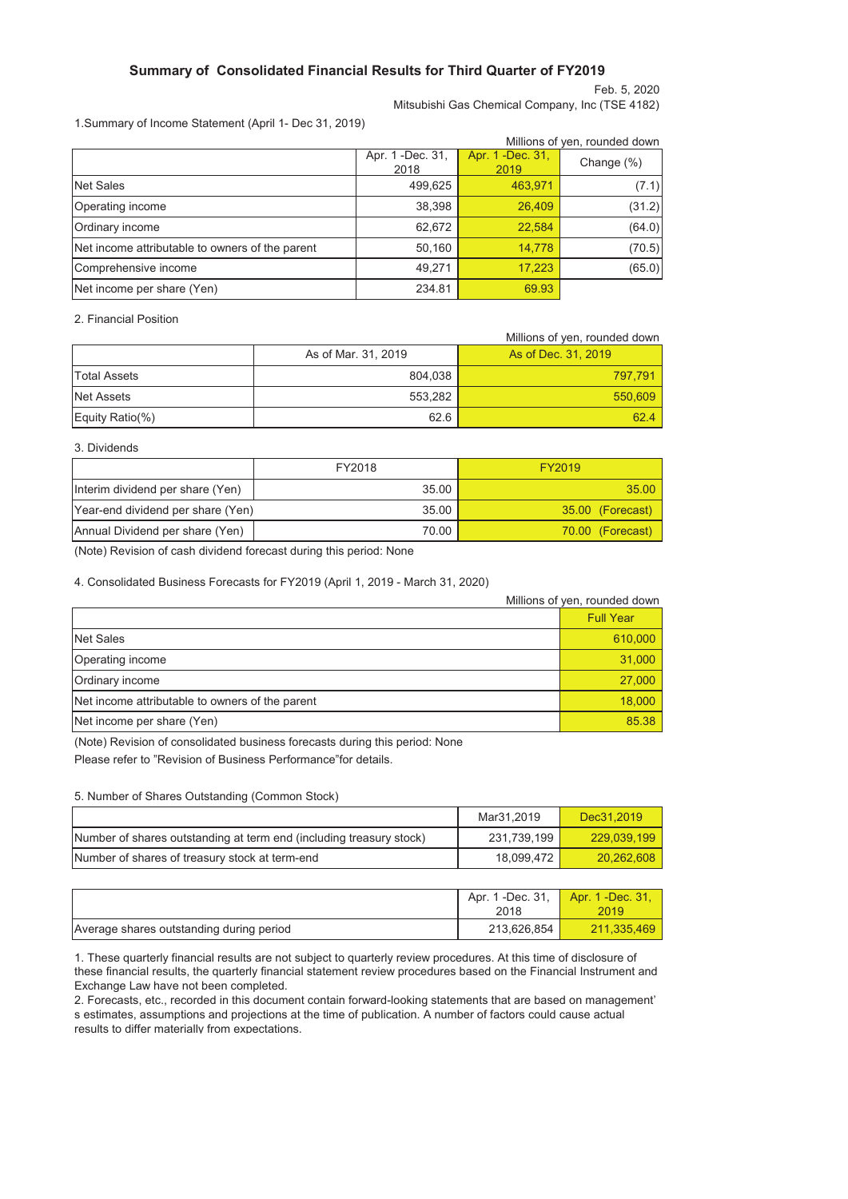# Summary of Consolidated Financial Results for Third Quarter of FY2019

Feb. 5, 2020

Mitsubishi Gas Chemical Company, Inc (TSE 4182)

1.Summary of Income Statement (April 1- Dec 31, 2019)

Millions of yen, rounded down

| | Apr. 1 -Dec. 31, 2018 | Apr. 1 -Dec. 31, 2019 | Change (%) |
|---|---|---|---|
| Net Sales | 499,625 | 463,971 | (7.1) |
| Operating income | 38,398 | 26,409 | (31.2) |
| Ordinary income | 62,672 | 22,584 | (64.0) |
| Net income attributable to owners of the parent | 50,160 | 14,778 | (70.5) |
| Comprehensive income | 49,271 | 17,223 | (65.0) |
| Net income per share (Yen) | 234.81 | 69.93 | |

2. Financial Position

Millions of yen, rounded down

| | As of Mar. 31, 2019 | As of Dec. 31, 2019 |
|---|---|---|
| Total Assets | 804,038 | 797,791 |
| Net Assets | 553,282 | 550,609 |
| Equity Ratio(%) | 62.6 | 62.4 |

3. Dividends

| | FY2018 | FY2019 |
|---|---|---|
| Interim dividend per share (Yen) | 35.00 | 35.00 |
| Year-end dividend per share (Yen) | 35.00 | 35.00 (Forecast) |
| Annual Dividend per share (Yen) | 70.00 | 70.00 (Forecast) |

(Note) Revision of cash dividend forecast during this period: None

4. Consolidated Business Forecasts for FY2019 (April 1, 2019 - March 31, 2020)

Millions of yen, rounded down

| | Full Year |
|---|---|
| Net Sales | 610,000 |
| Operating income | 31,000 |
| Ordinary income | 27,000 |
| Net income attributable to owners of the parent | 18,000 |
| Net income per share (Yen) | 85.38 |

(Note) Revision of consolidated business forecasts during this period: None

Please refer to "Revision of Business Performance"for details.

5. Number of Shares Outstanding (Common Stock)

| | Mar31,2019 | Dec31,2019 |
|---|---|---|
| Number of shares outstanding at term end (including treasury stock) | 231,739,199 | 229,039,199 |
| Number of shares of treasury stock at term-end | 18,099,472 | 20,262,608 |

| | Apr. 1 -Dec. 31, 2018 | Apr. 1 -Dec. 31, 2019 |
|---|---|---|
| Average shares outstanding during period | 213,626,854 | 211,335,469 |

1. These quarterly financial results are not subject to quarterly review procedures. At this time of disclosure of these financial results, the quarterly financial statement review procedures based on the Financial Instrument and Exchange Law have not been completed.
2. Forecasts, etc., recorded in this document contain forward-looking statements that are based on management's estimates, assumptions and projections at the time of publication. A number of factors could cause actual results to differ materially from expectations.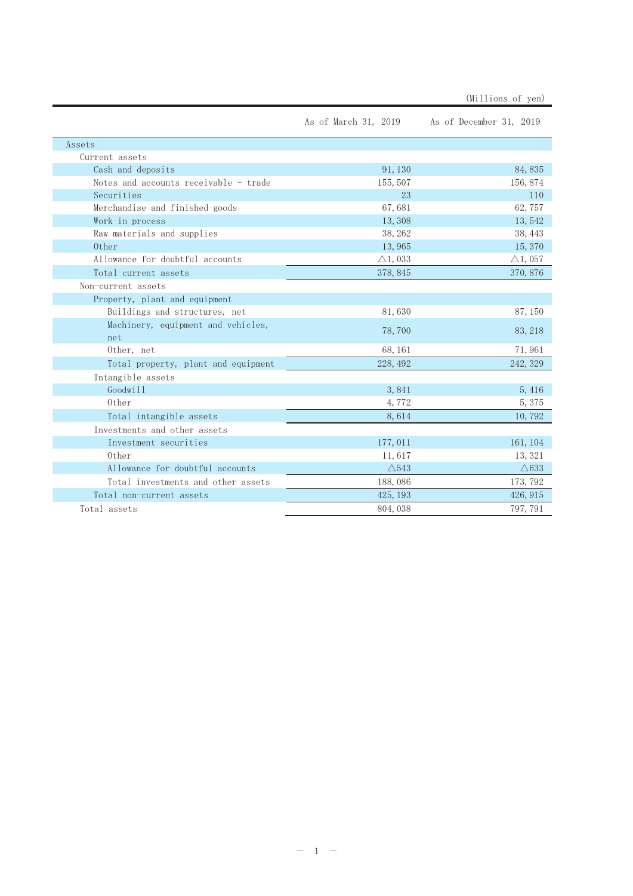(Millions of yen)

| | As of March 31, 2019 | As of December 31, 2019 |
|---|---|---|
| Assets | | |
| Current assets | | |
| Cash and deposits | 91,130 | 84,835 |
| Notes and accounts receivable - trade | 155,507 | 156,874 |
| Securities | 23 | 110 |
| Merchandise and finished goods | 67,681 | 62,757 |
| Work in process | 13,308 | 13,542 |
| Raw materials and supplies | 38,262 | 38,443 |
| Other | 13,965 | 15,370 |
| Allowance for doubtful accounts | △1,033 | △1,057 |
| Total current assets | 378,845 | 370,876 |
| Non-current assets | | |
| Property, plant and equipment | | |
| Buildings and structures, net | 81,630 | 87,150 |
| Machinery, equipment and vehicles, net | 78,700 | 83,218 |
| Other, net | 68,161 | 71,961 |
| Total property, plant and equipment | 228,492 | 242,329 |
| Intangible assets | | |
| Goodwill | 3,841 | 5,416 |
| Other | 4,772 | 5,375 |
| Total intangible assets | 8,614 | 10,792 |
| Investments and other assets | | |
| Investment securities | 177,011 | 161,104 |
| Other | 11,617 | 13,321 |
| Allowance for doubtful accounts | △543 | △633 |
| Total investments and other assets | 188,086 | 173,792 |
| Total non-current assets | 425,193 | 426,915 |
| Total assets | 804,038 | 797,791 |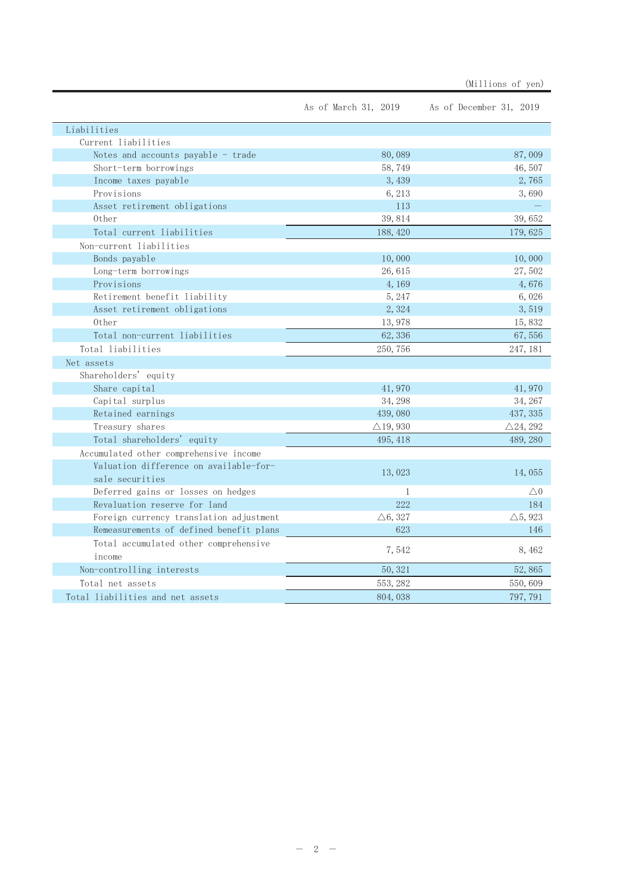(Millions of yen)

| | As of March 31, 2019 | As of December 31, 2019 |
|---|---|---|
| Liabilities | | |
| Current liabilities | | |
| Notes and accounts payable - trade | 80,089 | 87,009 |
| Short-term borrowings | 58,749 | 46,507 |
| Income taxes payable | 3,439 | 2,765 |
| Provisions | 6,213 | 3,690 |
| Asset retirement obligations | 113 | — |
| Other | 39,814 | 39,652 |
| Total current liabilities | 188,420 | 179,625 |
| Non-current liabilities | | |
| Bonds payable | 10,000 | 10,000 |
| Long-term borrowings | 26,615 | 27,502 |
| Provisions | 4,169 | 4,676 |
| Retirement benefit liability | 5,247 | 6,026 |
| Asset retirement obligations | 2,324 | 3,519 |
| Other | 13,978 | 15,832 |
| Total non-current liabilities | 62,336 | 67,556 |
| Total liabilities | 250,756 | 247,181 |
| Net assets | | |
| Shareholders' equity | | |
| Share capital | 41,970 | 41,970 |
| Capital surplus | 34,298 | 34,267 |
| Retained earnings | 439,080 | 437,335 |
| Treasury shares | △19,930 | △24,292 |
| Total shareholders' equity | 495,418 | 489,280 |
| Accumulated other comprehensive income | | |
| Valuation difference on available-for-sale securities | 13,023 | 14,055 |
| Deferred gains or losses on hedges | 1 | △0 |
| Revaluation reserve for land | 222 | 184 |
| Foreign currency translation adjustment | △6,327 | △5,923 |
| Remeasurements of defined benefit plans | 623 | 146 |
| Total accumulated other comprehensive income | 7,542 | 8,462 |
| Non-controlling interests | 50,321 | 52,865 |
| Total net assets | 553,282 | 550,609 |
| Total liabilities and net assets | 804,038 | 797,791 |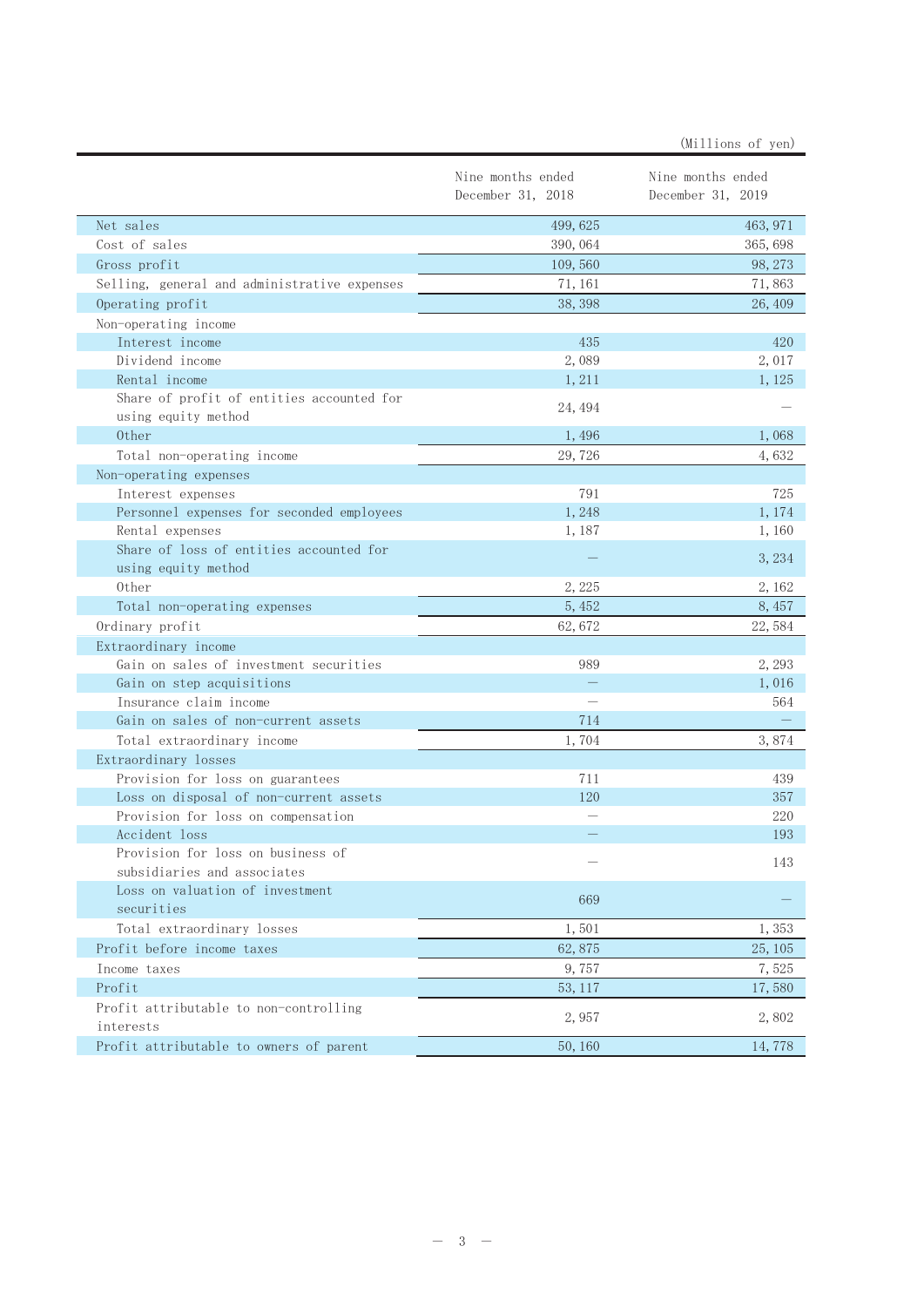(Millions of yen)

| | Nine months ended December 31, 2018 | Nine months ended December 31, 2019 |
|---|---|---|
| Net sales | 499,625 | 463,971 |
| Cost of sales | 390,064 | 365,698 |
| Gross profit | 109,560 | 98,273 |
| Selling, general and administrative expenses | 71,161 | 71,863 |
| Operating profit | 38,398 | 26,409 |
| Non-operating income | | |
| Interest income | 435 | 420 |
| Dividend income | 2,089 | 2,017 |
| Rental income | 1,211 | 1,125 |
| Share of profit of entities accounted for using equity method | 24,494 | — |
| Other | 1,496 | 1,068 |
| Total non-operating income | 29,726 | 4,632 |
| Non-operating expenses | | |
| Interest expenses | 791 | 725 |
| Personnel expenses for seconded employees | 1,248 | 1,174 |
| Rental expenses | 1,187 | 1,160 |
| Share of loss of entities accounted for using equity method | — | 3,234 |
| Other | 2,225 | 2,162 |
| Total non-operating expenses | 5,452 | 8,457 |
| Ordinary profit | 62,672 | 22,584 |
| Extraordinary income | | |
| Gain on sales of investment securities | 989 | 2,293 |
| Gain on step acquisitions | — | 1,016 |
| Insurance claim income | — | 564 |
| Gain on sales of non-current assets | 714 | — |
| Total extraordinary income | 1,704 | 3,874 |
| Extraordinary losses | | |
| Provision for loss on guarantees | 711 | 439 |
| Loss on disposal of non-current assets | 120 | 357 |
| Provision for loss on compensation | — | 220 |
| Accident loss | — | 193 |
| Provision for loss on business of subsidiaries and associates | — | 143 |
| Loss on valuation of investment securities | 669 | — |
| Total extraordinary losses | 1,501 | 1,353 |
| Profit before income taxes | 62,875 | 25,105 |
| Income taxes | 9,757 | 7,525 |
| Profit | 53,117 | 17,580 |
| Profit attributable to non-controlling interests | 2,957 | 2,802 |
| Profit attributable to owners of parent | 50,160 | 14,778 |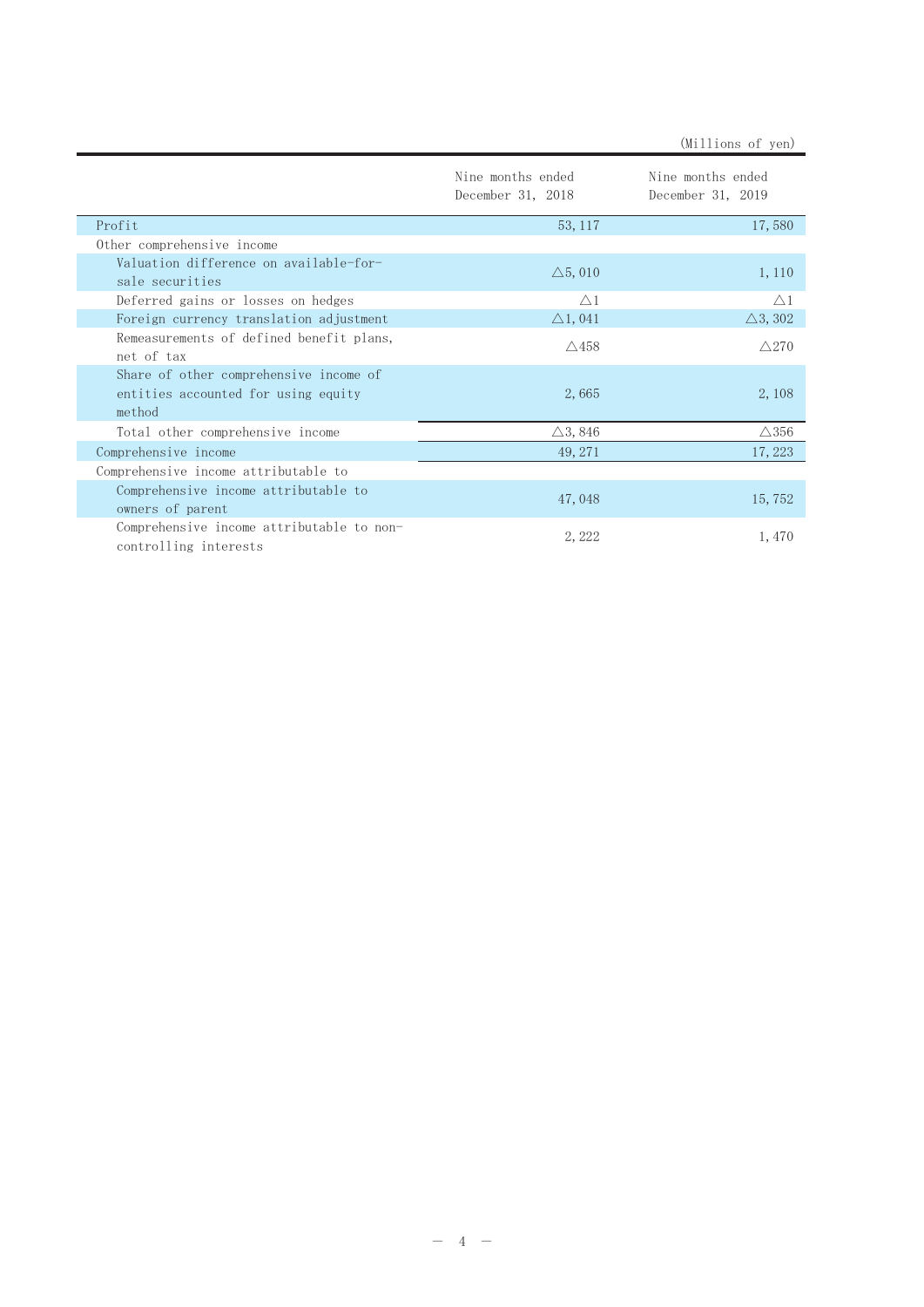(Millions of yen)

| | Nine months ended December 31, 2018 | Nine months ended December 31, 2019 |
|---|---|---|
| Profit | 53,117 | 17,580 |
| Other comprehensive income | | |
| Valuation difference on available-for-sale securities | △5,010 | 1,110 |
| Deferred gains or losses on hedges | △1 | △1 |
| Foreign currency translation adjustment | △1,041 | △3,302 |
| Remeasurements of defined benefit plans, net of tax | △458 | △270 |
| Share of other comprehensive income of entities accounted for using equity method | 2,665 | 2,108 |
| Total other comprehensive income | △3,846 | △356 |
| Comprehensive income | 49,271 | 17,223 |
| Comprehensive income attributable to | | |
| Comprehensive income attributable to owners of parent | 47,048 | 15,752 |
| Comprehensive income attributable to non-controlling interests | 2,222 | 1,470 |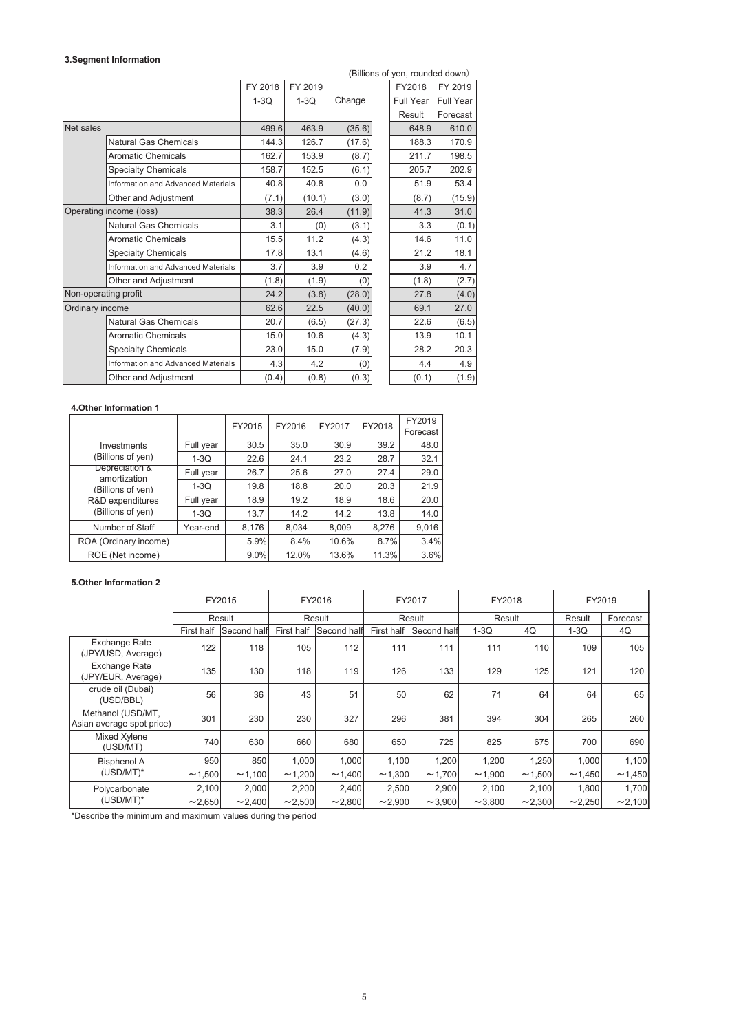### 3.Segment Information

(Billions of yen, rounded down)

| | | FY 2018 1-3Q | FY 2019 1-3Q | Change | FY2018 Full Year Result | FY 2019 Full Year Forecast |
|---|---|---|---|---|---|---|
| Net sales | | 499.6 | 463.9 | (35.6) | 648.9 | 610.0 |
| | Natural Gas Chemicals | 144.3 | 126.7 | (17.6) | 188.3 | 170.9 |
| | Aromatic Chemicals | 162.7 | 153.9 | (8.7) | 211.7 | 198.5 |
| | Specialty Chemicals | 158.7 | 152.5 | (6.1) | 205.7 | 202.9 |
| | Information and Advanced Materials | 40.8 | 40.8 | 0.0 | 51.9 | 53.4 |
| | Other and Adjustment | (7.1) | (10.1) | (3.0) | (8.7) | (15.9) |
| Operating income (loss) | | 38.3 | 26.4 | (11.9) | 41.3 | 31.0 |
| | Natural Gas Chemicals | 3.1 | (0) | (3.1) | 3.3 | (0.1) |
| | Aromatic Chemicals | 15.5 | 11.2 | (4.3) | 14.6 | 11.0 |
| | Specialty Chemicals | 17.8 | 13.1 | (4.6) | 21.2 | 18.1 |
| | Information and Advanced Materials | 3.7 | 3.9 | 0.2 | 3.9 | 4.7 |
| | Other and Adjustment | (1.8) | (1.9) | (0) | (1.8) | (2.7) |
| Non-operating profit | | 24.2 | (3.8) | (28.0) | 27.8 | (4.0) |
| Ordinary income | | 62.6 | 22.5 | (40.0) | 69.1 | 27.0 |
| | Natural Gas Chemicals | 20.7 | (6.5) | (27.3) | 22.6 | (6.5) |
| | Aromatic Chemicals | 15.0 | 10.6 | (4.3) | 13.9 | 10.1 |
| | Specialty Chemicals | 23.0 | 15.0 | (7.9) | 28.2 | 20.3 |
| | Information and Advanced Materials | 4.3 | 4.2 | (0) | 4.4 | 4.9 |
| | Other and Adjustment | (0.4) | (0.8) | (0.3) | (0.1) | (1.9) |

### 4.Other Information 1

| | | FY2015 | FY2016 | FY2017 | FY2018 | FY2019 Forecast |
|---|---|---|---|---|---|---|
| Investments (Billions of yen) | Full year | 30.5 | 35.0 | 30.9 | 39.2 | 48.0 |
| | 1-3Q | 22.6 | 24.1 | 23.2 | 28.7 | 32.1 |
| Depreciation & amortization (Billions of yen) | Full year | 26.7 | 25.6 | 27.0 | 27.4 | 29.0 |
| | 1-3Q | 19.8 | 18.8 | 20.0 | 20.3 | 21.9 |
| R&D expenditures (Billions of yen) | Full year | 18.9 | 19.2 | 18.9 | 18.6 | 20.0 |
| | 1-3Q | 13.7 | 14.2 | 14.2 | 13.8 | 14.0 |
| Number of Staff | Year-end | 8,176 | 8,034 | 8,009 | 8,276 | 9,016 |
| ROA (Ordinary income) | | 5.9% | 8.4% | 10.6% | 8.7% | 3.4% |
| ROE (Net income) | | 9.0% | 12.0% | 13.6% | 11.3% | 3.6% |

### 5.Other Information 2

| | FY2015 | | FY2016 | | FY2017 | | FY2018 | | FY2019 | |
|---|---|---|---|---|---|---|---|---|---|---|
| | Result | | Result | | Result | | Result | | Result | Forecast |
| | First half | Second half | First half | Second half | First half | Second half | 1-3Q | 4Q | 1-3Q | 4Q |
| Exchange Rate (JPY/USD, Average) | 122 | 118 | 105 | 112 | 111 | 111 | 111 | 110 | 109 | 105 |
| Exchange Rate (JPY/EUR, Average) | 135 | 130 | 118 | 119 | 126 | 133 | 129 | 125 | 121 | 120 |
| crude oil (Dubai) (USD/BBL) | 56 | 36 | 43 | 51 | 50 | 62 | 71 | 64 | 64 | 65 |
| Methanol (USD/MT, Asian average spot price) | 301 | 230 | 230 | 327 | 296 | 381 | 394 | 304 | 265 | 260 |
| Mixed Xylene (USD/MT) | 740 | 630 | 660 | 680 | 650 | 725 | 825 | 675 | 700 | 690 |
| Bisphenol A (USD/MT)* | 950 ～1,500 | 850 ～1,100 | 1,000 ～1,200 | 1,000 ～1,400 | 1,100 ～1,300 | 1,200 ～1,700 | 1,200 ～1,900 | 1,250 ～1,500 | 1,000 ～1,450 | 1,100 ～1,450 |
| Polycarbonate (USD/MT)* | 2,100 ～2,650 | 2,000 ～2,400 | 2,200 ～2,500 | 2,400 ～2,800 | 2,500 ～2,900 | 2,900 ～3,900 | 2,100 ～3,800 | 2,100 ～2,300 | 1,800 ～2,250 | 1,700 ～2,100 |

*Describe the minimum and maximum values during the period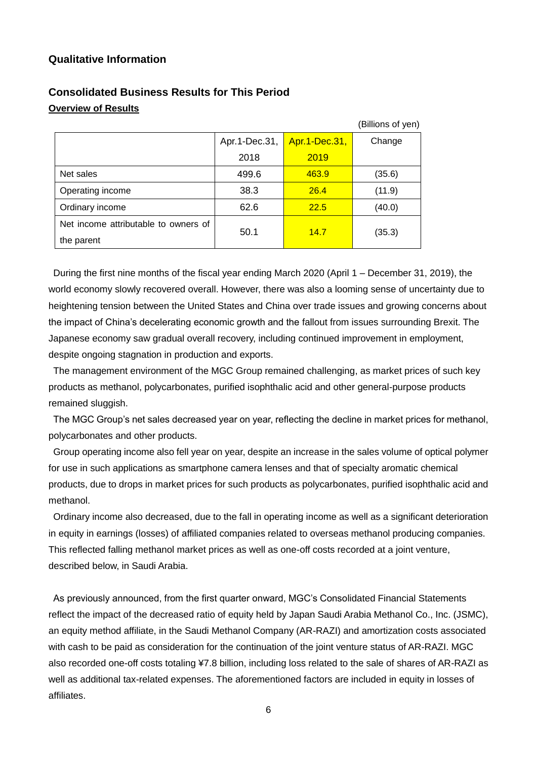## Qualitative Information

### Consolidated Business Results for This Period

**Overview of Results**

(Billions of yen)

| | Apr.1-Dec.31, 2018 | Apr.1-Dec.31, 2019 | Change |
|---|---|---|---|
| Net sales | 499.6 | 463.9 | (35.6) |
| Operating income | 38.3 | 26.4 | (11.9) |
| Ordinary income | 62.6 | 22.5 | (40.0) |
| Net income attributable to owners of the parent | 50.1 | 14.7 | (35.3) |

During the first nine months of the fiscal year ending March 2020 (April 1 – December 31, 2019), the world economy slowly recovered overall. However, there was also a looming sense of uncertainty due to heightening tension between the United States and China over trade issues and growing concerns about the impact of China's decelerating economic growth and the fallout from issues surrounding Brexit. The Japanese economy saw gradual overall recovery, including continued improvement in employment, despite ongoing stagnation in production and exports.

The management environment of the MGC Group remained challenging, as market prices of such key products as methanol, polycarbonates, purified isophthalic acid and other general-purpose products remained sluggish.

The MGC Group's net sales decreased year on year, reflecting the decline in market prices for methanol, polycarbonates and other products.

Group operating income also fell year on year, despite an increase in the sales volume of optical polymer for use in such applications as smartphone camera lenses and that of specialty aromatic chemical products, due to drops in market prices for such products as polycarbonates, purified isophthalic acid and methanol.

Ordinary income also decreased, due to the fall in operating income as well as a significant deterioration in equity in earnings (losses) of affiliated companies related to overseas methanol producing companies. This reflected falling methanol market prices as well as one-off costs recorded at a joint venture, described below, in Saudi Arabia.

As previously announced, from the first quarter onward, MGC's Consolidated Financial Statements reflect the impact of the decreased ratio of equity held by Japan Saudi Arabia Methanol Co., Inc. (JSMC), an equity method affiliate, in the Saudi Methanol Company (AR-RAZI) and amortization costs associated with cash to be paid as consideration for the continuation of the joint venture status of AR-RAZI. MGC also recorded one-off costs totaling ¥7.8 billion, including loss related to the sale of shares of AR-RAZI as well as additional tax-related expenses. The aforementioned factors are included in equity in losses of affiliates.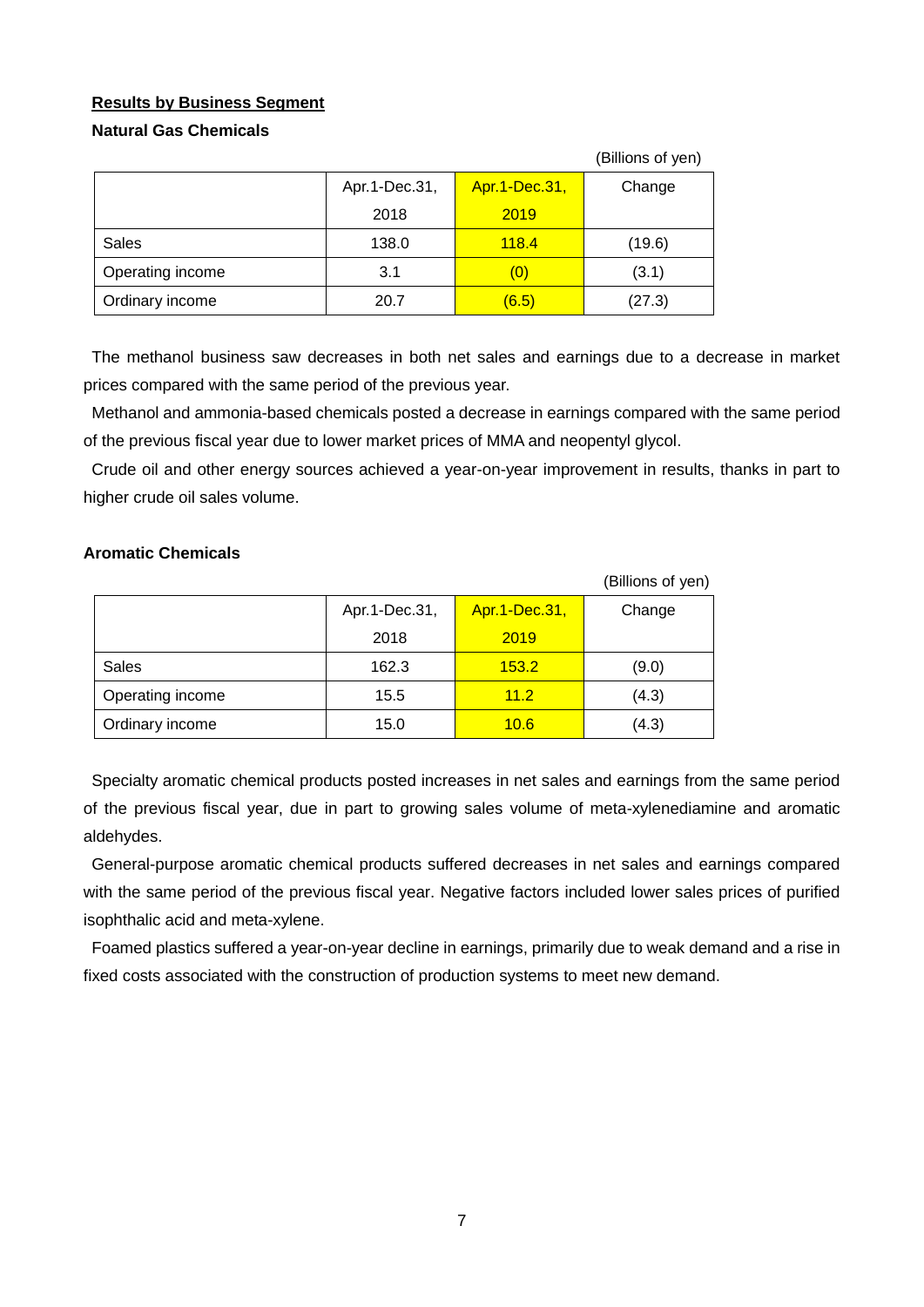## Results by Business Segment

### Natural Gas Chemicals

(Billions of yen)

| | Apr.1-Dec.31, 2018 | Apr.1-Dec.31, 2019 | Change |
|---|---|---|---|
| Sales | 138.0 | 118.4 | (19.6) |
| Operating income | 3.1 | (0) | (3.1) |
| Ordinary income | 20.7 | (6.5) | (27.3) |

The methanol business saw decreases in both net sales and earnings due to a decrease in market prices compared with the same period of the previous year.

Methanol and ammonia-based chemicals posted a decrease in earnings compared with the same period of the previous fiscal year due to lower market prices of MMA and neopentyl glycol.

Crude oil and other energy sources achieved a year-on-year improvement in results, thanks in part to higher crude oil sales volume.

### Aromatic Chemicals

(Billions of yen)

| | Apr.1-Dec.31, 2018 | Apr.1-Dec.31, 2019 | Change |
|---|---|---|---|
| Sales | 162.3 | 153.2 | (9.0) |
| Operating income | 15.5 | 11.2 | (4.3) |
| Ordinary income | 15.0 | 10.6 | (4.3) |

Specialty aromatic chemical products posted increases in net sales and earnings from the same period of the previous fiscal year, due in part to growing sales volume of meta-xylenediamine and aromatic aldehydes.

General-purpose aromatic chemical products suffered decreases in net sales and earnings compared with the same period of the previous fiscal year. Negative factors included lower sales prices of purified isophthalic acid and meta-xylene.

Foamed plastics suffered a year-on-year decline in earnings, primarily due to weak demand and a rise in fixed costs associated with the construction of production systems to meet new demand.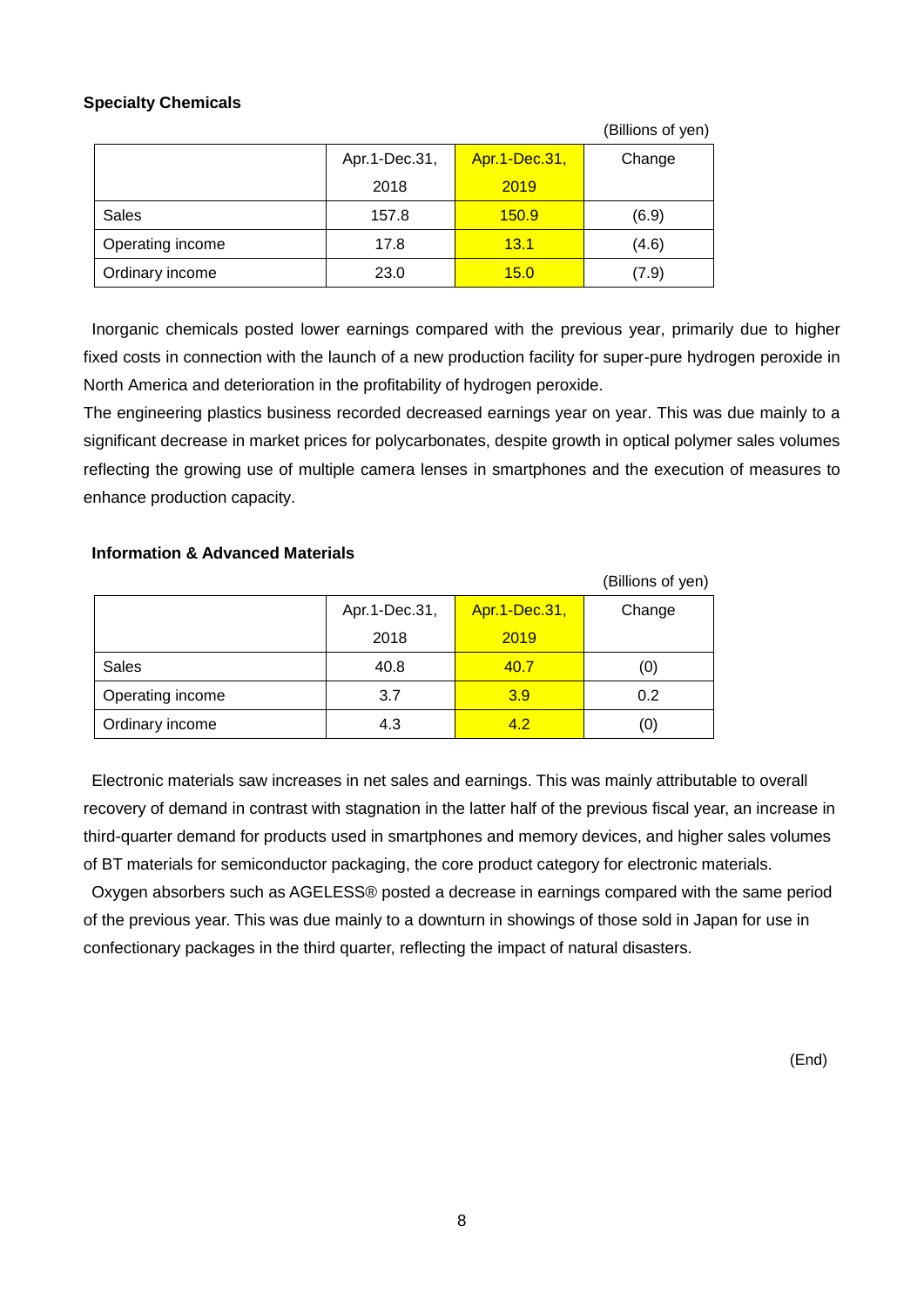**Specialty Chemicals**

(Billions of yen)

| | Apr.1-Dec.31, 2018 | Apr.1-Dec.31, 2019 | Change |
|---|---|---|---|
| Sales | 157.8 | 150.9 | (6.9) |
| Operating income | 17.8 | 13.1 | (4.6) |
| Ordinary income | 23.0 | 15.0 | (7.9) |

Inorganic chemicals posted lower earnings compared with the previous year, primarily due to higher fixed costs in connection with the launch of a new production facility for super-pure hydrogen peroxide in North America and deterioration in the profitability of hydrogen peroxide.

The engineering plastics business recorded decreased earnings year on year. This was due mainly to a significant decrease in market prices for polycarbonates, despite growth in optical polymer sales volumes reflecting the growing use of multiple camera lenses in smartphones and the execution of measures to enhance production capacity.

**Information & Advanced Materials**

(Billions of yen)

| | Apr.1-Dec.31, 2018 | Apr.1-Dec.31, 2019 | Change |
|---|---|---|---|
| Sales | 40.8 | 40.7 | (0) |
| Operating income | 3.7 | 3.9 | 0.2 |
| Ordinary income | 4.3 | 4.2 | (0) |

Electronic materials saw increases in net sales and earnings. This was mainly attributable to overall recovery of demand in contrast with stagnation in the latter half of the previous fiscal year, an increase in third-quarter demand for products used in smartphones and memory devices, and higher sales volumes of BT materials for semiconductor packaging, the core product category for electronic materials.

Oxygen absorbers such as AGELESS® posted a decrease in earnings compared with the same period of the previous year. This was due mainly to a downturn in showings of those sold in Japan for use in confectionary packages in the third quarter, reflecting the impact of natural disasters.

(End)